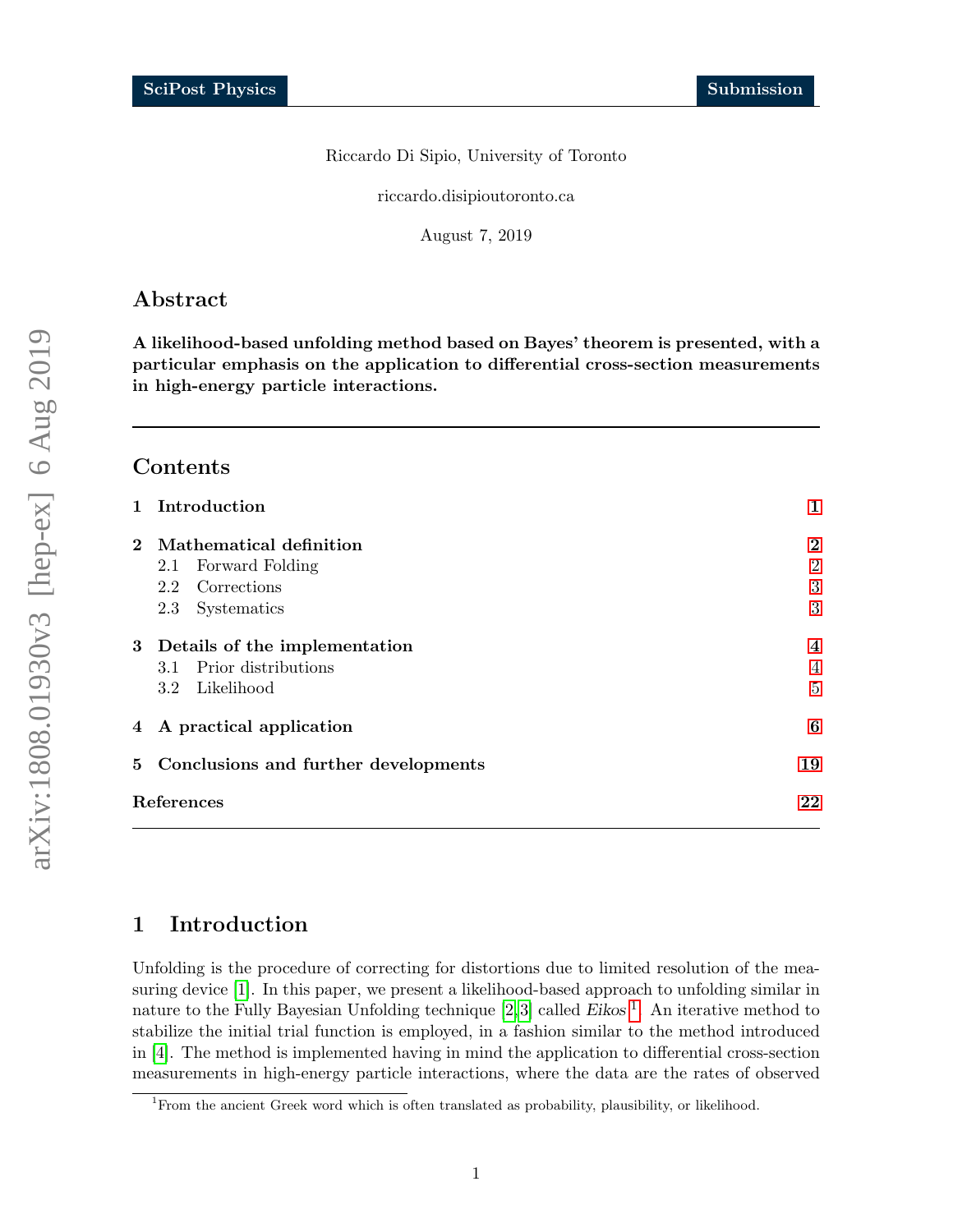Riccardo Di Sipio, University of Toronto

riccardo.disipioutoronto.ca

August 7, 2019

## Abstract

**A likelihood-based unfolding method based on Bayes' theorem is presented, with a particular emphasis on the application to differential cross-section measurements in high-energy particle interactions.**

---

## Contents

1 **Introduction** 1

2 **Mathematical definition** 2
- 2.1 Forward Folding 2
- 2.2 Corrections 3
- 2.3 Systematics 3

3 **Details of the implementation** 4
- 3.1 Prior distributions 4
- 3.2 Likelihood 5

4 **A practical application** 6

5 **Conclusions and further developments** 19

**References** 22

---

## 1 Introduction

Unfolding is the procedure of correcting for distortions due to limited resolution of the measuring device [1]. In this paper, we present a likelihood-based approach to unfolding similar in nature to the Fully Bayesian Unfolding technique [2,3] called *Eikos* [1]. An iterative method to stabilize the initial trial function is employed, in a fashion similar to the method introduced in [4]. The method is implemented having in mind the application to differential cross-section measurements in high-energy particle interactions, where the data are the rates of observed

[1] From the ancient Greek word which is often translated as probability, plausibility, or likelihood.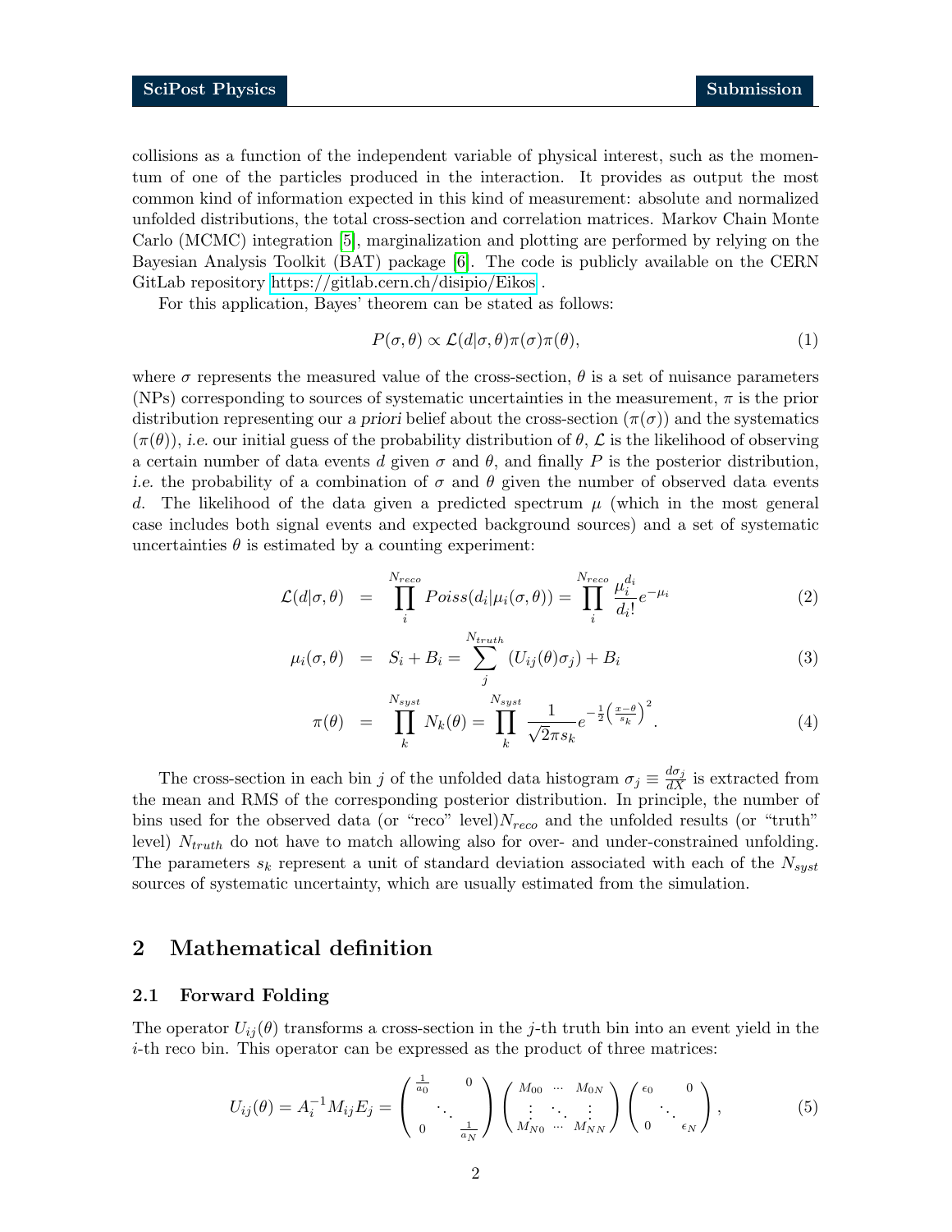collisions as a function of the independent variable of physical interest, such as the momentum of one of the particles produced in the interaction. It provides as output the most common kind of information expected in this kind of measurement: absolute and normalized unfolded distributions, the total cross-section and correlation matrices. Markov Chain Monte Carlo (MCMC) integration [5], marginalization and plotting are performed by relying on the Bayesian Analysis Toolkit (BAT) package [6]. The code is publicly available on the CERN GitLab repository https://gitlab.cern.ch/disipio/Eikos .

For this application, Bayes' theorem can be stated as follows:

$$P(\sigma,\theta) \propto \mathcal{L}(d|\sigma,\theta)\pi(\sigma)\pi(\theta), \tag{1}$$

where $\sigma$ represents the measured value of the cross-section, $\theta$ is a set of nuisance parameters (NPs) corresponding to sources of systematic uncertainties in the measurement, $\pi$ is the prior distribution representing our *a priori* belief about the cross-section ($\pi(\sigma)$) and the systematics ($\pi(\theta)$), *i.e.* our initial guess of the probability distribution of $\theta$, $\mathcal{L}$ is the likelihood of observing a certain number of data events $d$ given $\sigma$ and $\theta$, and finally $P$ is the posterior distribution, *i.e.* the probability of a combination of $\sigma$ and $\theta$ given the number of observed data events $d$. The likelihood of the data given a predicted spectrum $\mu$ (which in the most general case includes both signal events and expected background sources) and a set of systematic uncertainties $\theta$ is estimated by a counting experiment:

$$\mathcal{L}(d|\sigma,\theta) = \prod_{i}^{N_{reco}} Poiss(d_i|\mu_i(\sigma,\theta)) = \prod_{i}^{N_{reco}} \frac{\mu_i^{d_i}}{d_i!}e^{-\mu_i} \tag{2}$$

$$\mu_i(\sigma,\theta) = S_i + B_i = \sum_{j}^{N_{truth}} (U_{ij}(\theta)\sigma_j) + B_i \tag{3}$$

$$\pi(\theta) = \prod_{k}^{N_{syst}} N_k(\theta) = \prod_{k}^{N_{syst}} \frac{1}{\sqrt{2}\pi s_k} e^{-\frac{1}{2}\left(\frac{x-\theta}{s_k}\right)^2}. \tag{4}$$

The cross-section in each bin $j$ of the unfolded data histogram $\sigma_j \equiv \frac{d\sigma_j}{dX}$ is extracted from the mean and RMS of the corresponding posterior distribution. In principle, the number of bins used for the observed data (or "reco" level)$N_{reco}$ and the unfolded results (or "truth" level) $N_{truth}$ do not have to match allowing also for over- and under-constrained unfolding. The parameters $s_k$ represent a unit of standard deviation associated with each of the $N_{syst}$ sources of systematic uncertainty, which are usually estimated from the simulation.

## 2 Mathematical definition

### 2.1 Forward Folding

The operator $U_{ij}(\theta)$ transforms a cross-section in the $j$-th truth bin into an event yield in the $i$-th reco bin. This operator can be expressed as the product of three matrices:

$$U_{ij}(\theta) = A_i^{-1} M_{ij} E_j = \begin{pmatrix} \frac{1}{a_0} & & 0 \\ & \ddots & \\ 0 & & \frac{1}{a_N} \end{pmatrix} \begin{pmatrix} M_{00} & \cdots & M_{0N} \\ \vdots & \ddots & \vdots \\ M_{N0} & \cdots & M_{NN} \end{pmatrix} \begin{pmatrix} \epsilon_0 & & 0 \\ & \ddots & \\ 0 & & \epsilon_N \end{pmatrix}, \tag{5}$$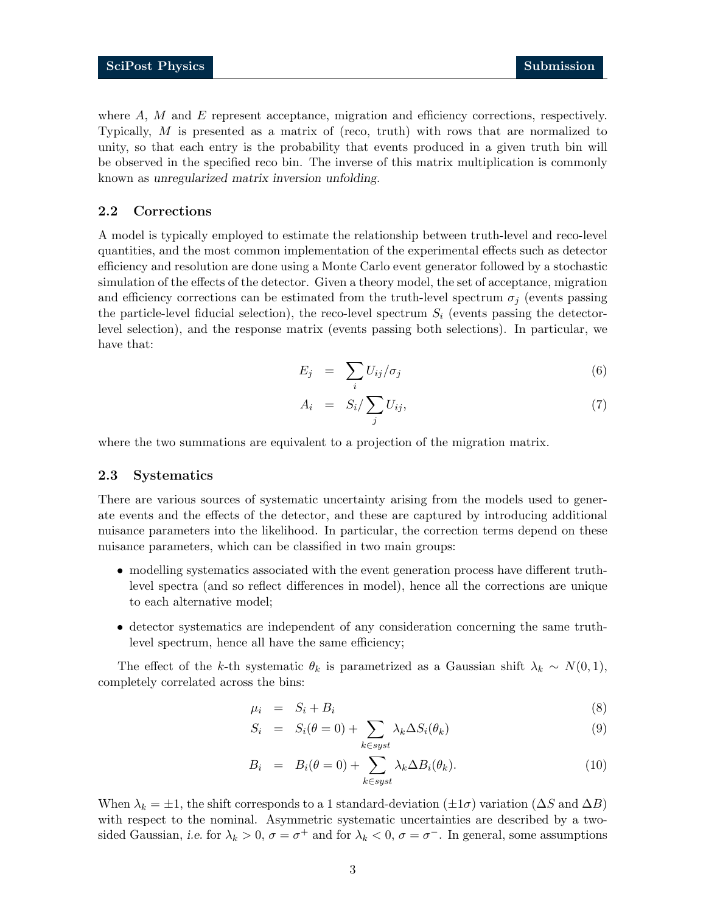where $A$, $M$ and $E$ represent acceptance, migration and efficiency corrections, respectively. Typically, $M$ is presented as a matrix of (reco, truth) with rows that are normalized to unity, so that each entry is the probability that events produced in a given truth bin will be observed in the specified reco bin. The inverse of this matrix multiplication is commonly known as *unregularized matrix inversion unfolding*.

### 2.2 Corrections

A model is typically employed to estimate the relationship between truth-level and reco-level quantities, and the most common implementation of the experimental effects such as detector efficiency and resolution are done using a Monte Carlo event generator followed by a stochastic simulation of the effects of the detector. Given a theory model, the set of acceptance, migration and efficiency corrections can be estimated from the truth-level spectrum $\sigma_j$ (events passing the particle-level fiducial selection), the reco-level spectrum $S_i$ (events passing the detector-level selection), and the response matrix (events passing both selections). In particular, we have that:

$$E_j = \sum_i U_{ij}/\sigma_j \tag{6}$$

$$A_i = S_i / \sum_j U_{ij}, \tag{7}$$

where the two summations are equivalent to a projection of the migration matrix.

### 2.3 Systematics

There are various sources of systematic uncertainty arising from the models used to generate events and the effects of the detector, and these are captured by introducing additional nuisance parameters into the likelihood. In particular, the correction terms depend on these nuisance parameters, which can be classified in two main groups:

- modelling systematics associated with the event generation process have different truth-level spectra (and so reflect differences in model), hence all the corrections are unique to each alternative model;
- detector systematics are independent of any consideration concerning the same truth-level spectrum, hence all have the same efficiency;

The effect of the $k$-th systematic $\theta_k$ is parametrized as a Gaussian shift $\lambda_k \sim N(0,1)$, completely correlated across the bins:

$$\mu_i = S_i + B_i \tag{8}$$

$$S_i = S_i(\theta = 0) + \sum_{k \in syst} \lambda_k \Delta S_i(\theta_k) \tag{9}$$

$$B_i = B_i(\theta = 0) + \sum_{k \in syst} \lambda_k \Delta B_i(\theta_k). \tag{10}$$

When $\lambda_k = \pm 1$, the shift corresponds to a 1 standard-deviation ($\pm 1\sigma$) variation ($\Delta S$ and $\Delta B$) with respect to the nominal. Asymmetric systematic uncertainties are described by a two-sided Gaussian, *i.e.* for $\lambda_k > 0$, $\sigma = \sigma^+$ and for $\lambda_k < 0$, $\sigma = \sigma^-$. In general, some assumptions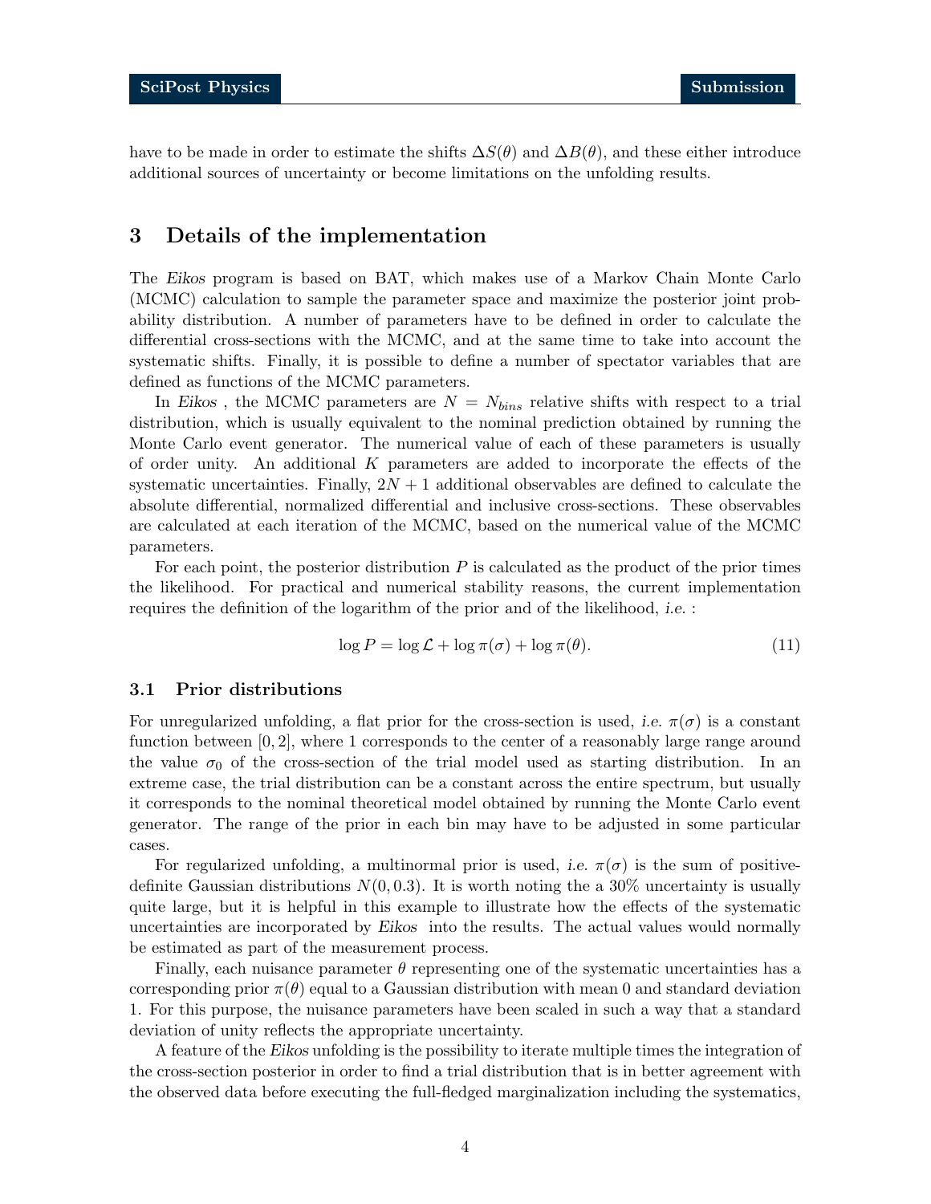have to be made in order to estimate the shifts $\Delta S(\theta)$ and $\Delta B(\theta)$, and these either introduce additional sources of uncertainty or become limitations on the unfolding results.

## 3 Details of the implementation

The *Eikos* program is based on BAT, which makes use of a Markov Chain Monte Carlo (MCMC) calculation to sample the parameter space and maximize the posterior joint probability distribution. A number of parameters have to be defined in order to calculate the differential cross-sections with the MCMC, and at the same time to take into account the systematic shifts. Finally, it is possible to define a number of spectator variables that are defined as functions of the MCMC parameters.

In *Eikos* , the MCMC parameters are $N = N_{bins}$ relative shifts with respect to a trial distribution, which is usually equivalent to the nominal prediction obtained by running the Monte Carlo event generator. The numerical value of each of these parameters is usually of order unity. An additional $K$ parameters are added to incorporate the effects of the systematic uncertainties. Finally, $2N + 1$ additional observables are defined to calculate the absolute differential, normalized differential and inclusive cross-sections. These observables are calculated at each iteration of the MCMC, based on the numerical value of the MCMC parameters.

For each point, the posterior distribution $P$ is calculated as the product of the prior times the likelihood. For practical and numerical stability reasons, the current implementation requires the definition of the logarithm of the prior and of the likelihood, *i.e.* :

$$\log P = \log \mathcal{L} + \log \pi(\sigma) + \log \pi(\theta). \tag{11}$$

### 3.1 Prior distributions

For unregularized unfolding, a flat prior for the cross-section is used, *i.e.* $\pi(\sigma)$ is a constant function between $[0, 2]$, where 1 corresponds to the center of a reasonably large range around the value $\sigma_0$ of the cross-section of the trial model used as starting distribution. In an extreme case, the trial distribution can be a constant across the entire spectrum, but usually it corresponds to the nominal theoretical model obtained by running the Monte Carlo event generator. The range of the prior in each bin may have to be adjusted in some particular cases.

For regularized unfolding, a multinormal prior is used, *i.e.* $\pi(\sigma)$ is the sum of positive-definite Gaussian distributions $N(0, 0.3)$. It is worth noting the a 30% uncertainty is usually quite large, but it is helpful in this example to illustrate how the effects of the systematic uncertainties are incorporated by *Eikos* into the results. The actual values would normally be estimated as part of the measurement process.

Finally, each nuisance parameter $\theta$ representing one of the systematic uncertainties has a corresponding prior $\pi(\theta)$ equal to a Gaussian distribution with mean 0 and standard deviation 1. For this purpose, the nuisance parameters have been scaled in such a way that a standard deviation of unity reflects the appropriate uncertainty.

A feature of the *Eikos* unfolding is the possibility to iterate multiple times the integration of the cross-section posterior in order to find a trial distribution that is in better agreement with the observed data before executing the full-fledged marginalization including the systematics,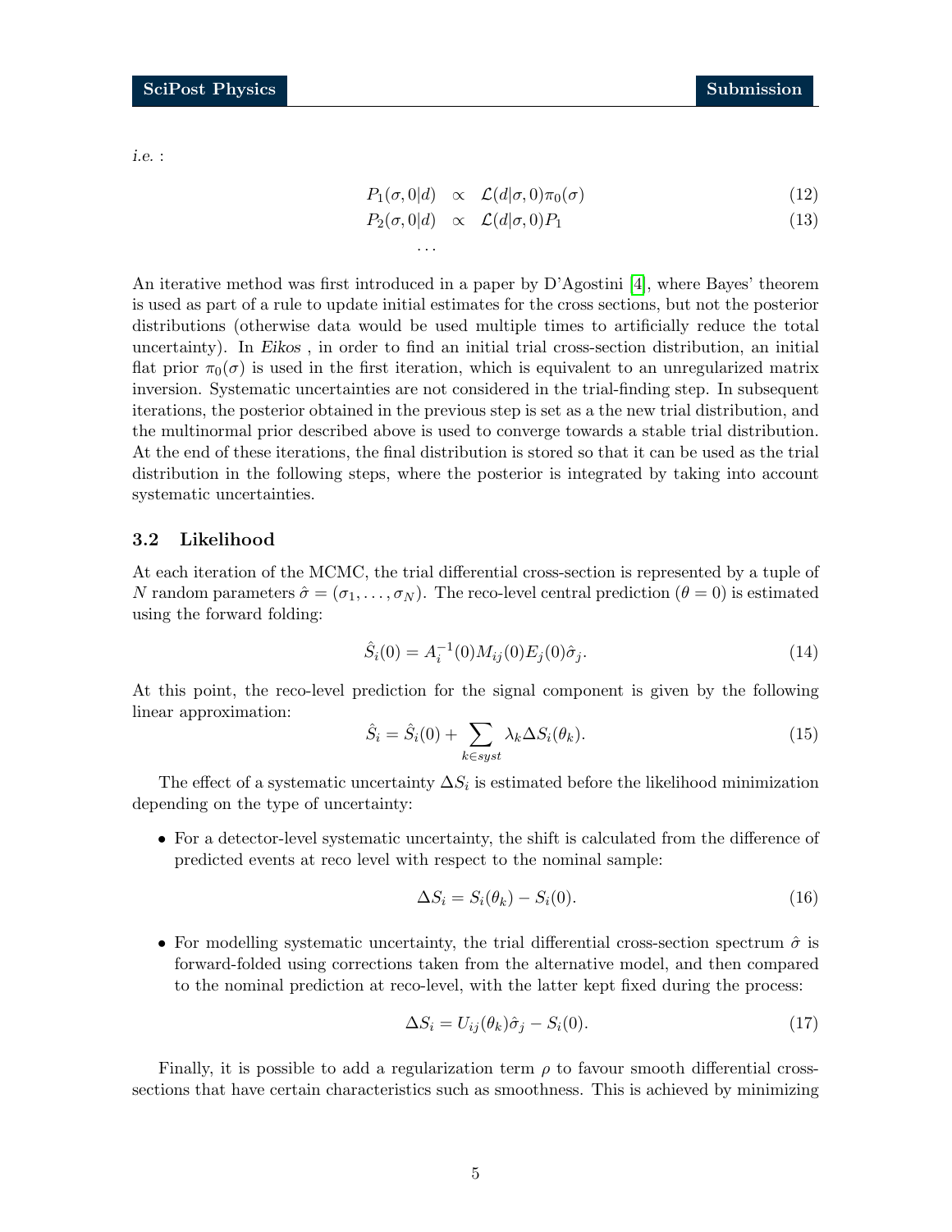*i.e.* :

$$
\begin{aligned}
P_1(\sigma, 0|d) &\propto \mathcal{L}(d|\sigma, 0)\pi_0(\sigma) &(12)\\
P_2(\sigma, 0|d) &\propto \mathcal{L}(d|\sigma, 0)P_1 &(13)\\
&\ldots
\end{aligned}
$$

An iterative method was first introduced in a paper by D'Agostini [4], where Bayes' theorem is used as part of a rule to update initial estimates for the cross sections, but not the posterior distributions (otherwise data would be used multiple times to artificially reduce the total uncertainty). In *Eikos* , in order to find an initial trial cross-section distribution, an initial flat prior $\pi_0(\sigma)$ is used in the first iteration, which is equivalent to an unregularized matrix inversion. Systematic uncertainties are not considered in the trial-finding step. In subsequent iterations, the posterior obtained in the previous step is set as a the new trial distribution, and the multinormal prior described above is used to converge towards a stable trial distribution. At the end of these iterations, the final distribution is stored so that it can be used as the trial distribution in the following steps, where the posterior is integrated by taking into account systematic uncertainties.

### 3.2 Likelihood

At each iteration of the MCMC, the trial differential cross-section is represented by a tuple of $N$ random parameters $\hat{\sigma} = (\sigma_1, \ldots, \sigma_N)$. The reco-level central prediction ($\theta = 0$) is estimated using the forward folding:

$$
\hat{S}_i(0) = A_i^{-1}(0)M_{ij}(0)E_j(0)\hat{\sigma}_j. \tag{14}
$$

At this point, the reco-level prediction for the signal component is given by the following linear approximation:

$$
\hat{S}_i = \hat{S}_i(0) + \sum_{k \in syst} \lambda_k \Delta S_i(\theta_k). \tag{15}
$$

The effect of a systematic uncertainty $\Delta S_i$ is estimated before the likelihood minimization depending on the type of uncertainty:

- For a detector-level systematic uncertainty, the shift is calculated from the difference of predicted events at reco level with respect to the nominal sample:

$$
\Delta S_i = S_i(\theta_k) - S_i(0). \tag{16}
$$

- For modelling systematic uncertainty, the trial differential cross-section spectrum $\hat{\sigma}$ is forward-folded using corrections taken from the alternative model, and then compared to the nominal prediction at reco-level, with the latter kept fixed during the process:

$$
\Delta S_i = U_{ij}(\theta_k)\hat{\sigma}_j - S_i(0). \tag{17}
$$

Finally, it is possible to add a regularization term $\rho$ to favour smooth differential cross-sections that have certain characteristics such as smoothness. This is achieved by minimizing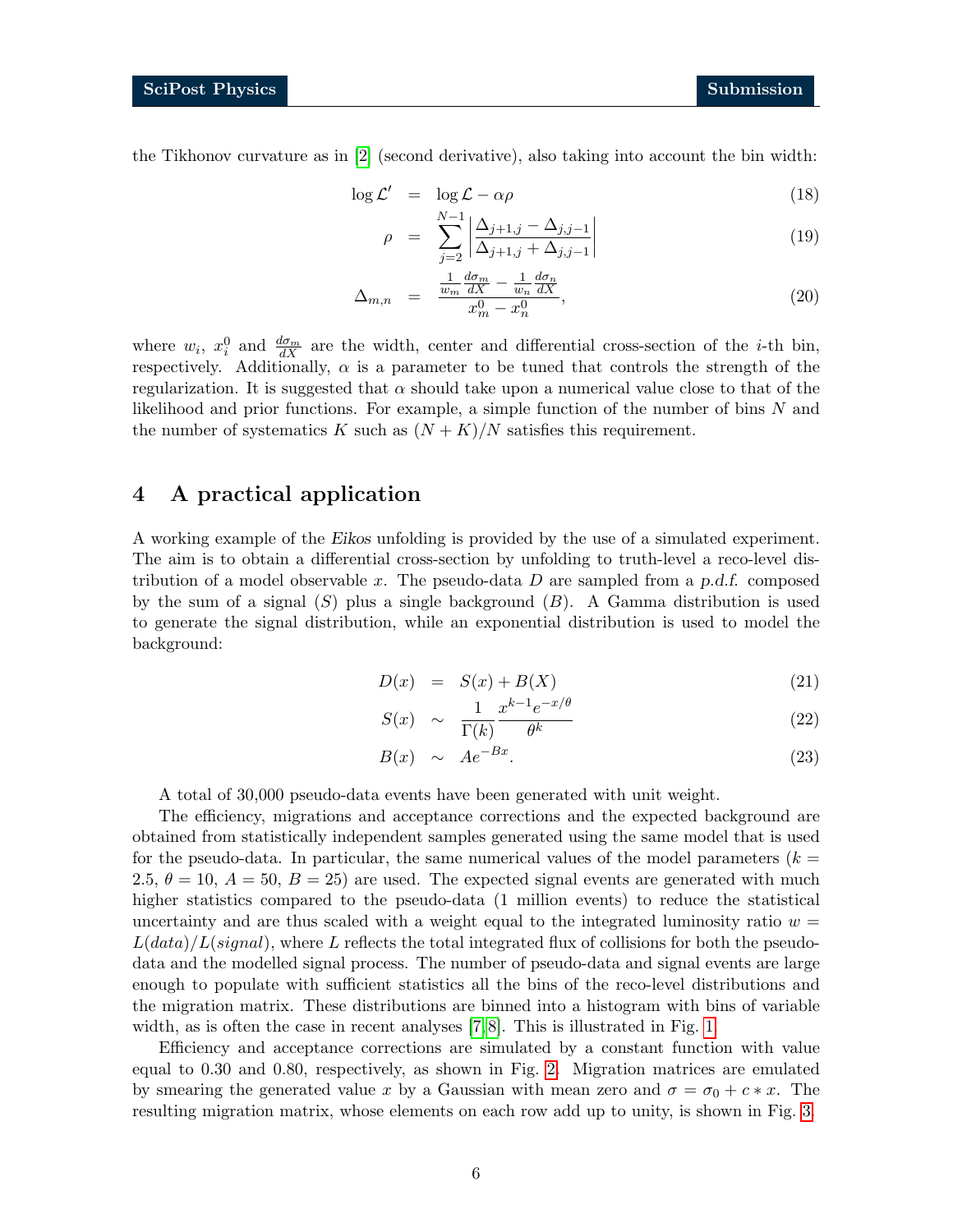the Tikhonov curvature as in [2] (second derivative), also taking into account the bin width:

$$\log \mathcal{L}' = \log \mathcal{L} - \alpha\rho \tag{18}$$

$$\rho = \sum_{j=2}^{N-1} \left| \frac{\Delta_{j+1,j} - \Delta_{j,j-1}}{\Delta_{j+1,j} + \Delta_{j,j-1}} \right| \tag{19}$$

$$\Delta_{m,n} = \frac{\frac{1}{w_m}\frac{d\sigma_m}{dX} - \frac{1}{w_n}\frac{d\sigma_n}{dX}}{x_m^0 - x_n^0}, \tag{20}$$

where $w_i$, $x_i^0$ and $\frac{d\sigma_m}{dX}$ are the width, center and differential cross-section of the $i$-th bin, respectively. Additionally, $\alpha$ is a parameter to be tuned that controls the strength of the regularization. It is suggested that $\alpha$ should take upon a numerical value close to that of the likelihood and prior functions. For example, a simple function of the number of bins $N$ and the number of systematics $K$ such as $(N+K)/N$ satisfies this requirement.

## 4 A practical application

A working example of the *Eikos* unfolding is provided by the use of a simulated experiment. The aim is to obtain a differential cross-section by unfolding to truth-level a reco-level distribution of a model observable $x$. The pseudo-data $D$ are sampled from a *p.d.f.* composed by the sum of a signal ($S$) plus a single background ($B$). A Gamma distribution is used to generate the signal distribution, while an exponential distribution is used to model the background:

$$D(x) = S(x) + B(X) \tag{21}$$

$$S(x) \sim \frac{1}{\Gamma(k)} \frac{x^{k-1}e^{-x/\theta}}{\theta^k} \tag{22}$$

$$B(x) \sim Ae^{-Bx}. \tag{23}$$

A total of 30,000 pseudo-data events have been generated with unit weight.

The efficiency, migrations and acceptance corrections and the expected background are obtained from statistically independent samples generated using the same model that is used for the pseudo-data. In particular, the same numerical values of the model parameters ($k = 2.5$, $\theta = 10$, $A = 50$, $B = 25$) are used. The expected signal events are generated with much higher statistics compared to the pseudo-data (1 million events) to reduce the statistical uncertainty and are thus scaled with a weight equal to the integrated luminosity ratio $w = L(data)/L(signal)$, where $L$ reflects the total integrated flux of collisions for both the pseudo-data and the modelled signal process. The number of pseudo-data and signal events are large enough to populate with sufficient statistics all the bins of the reco-level distributions and the migration matrix. These distributions are binned into a histogram with bins of variable width, as is often the case in recent analyses [7, 8]. This is illustrated in Fig. 1.

Efficiency and acceptance corrections are simulated by a constant function with value equal to 0.30 and 0.80, respectively, as shown in Fig. 2. Migration matrices are emulated by smearing the generated value $x$ by a Gaussian with mean zero and $\sigma = \sigma_0 + c * x$. The resulting migration matrix, whose elements on each row add up to unity, is shown in Fig. 3.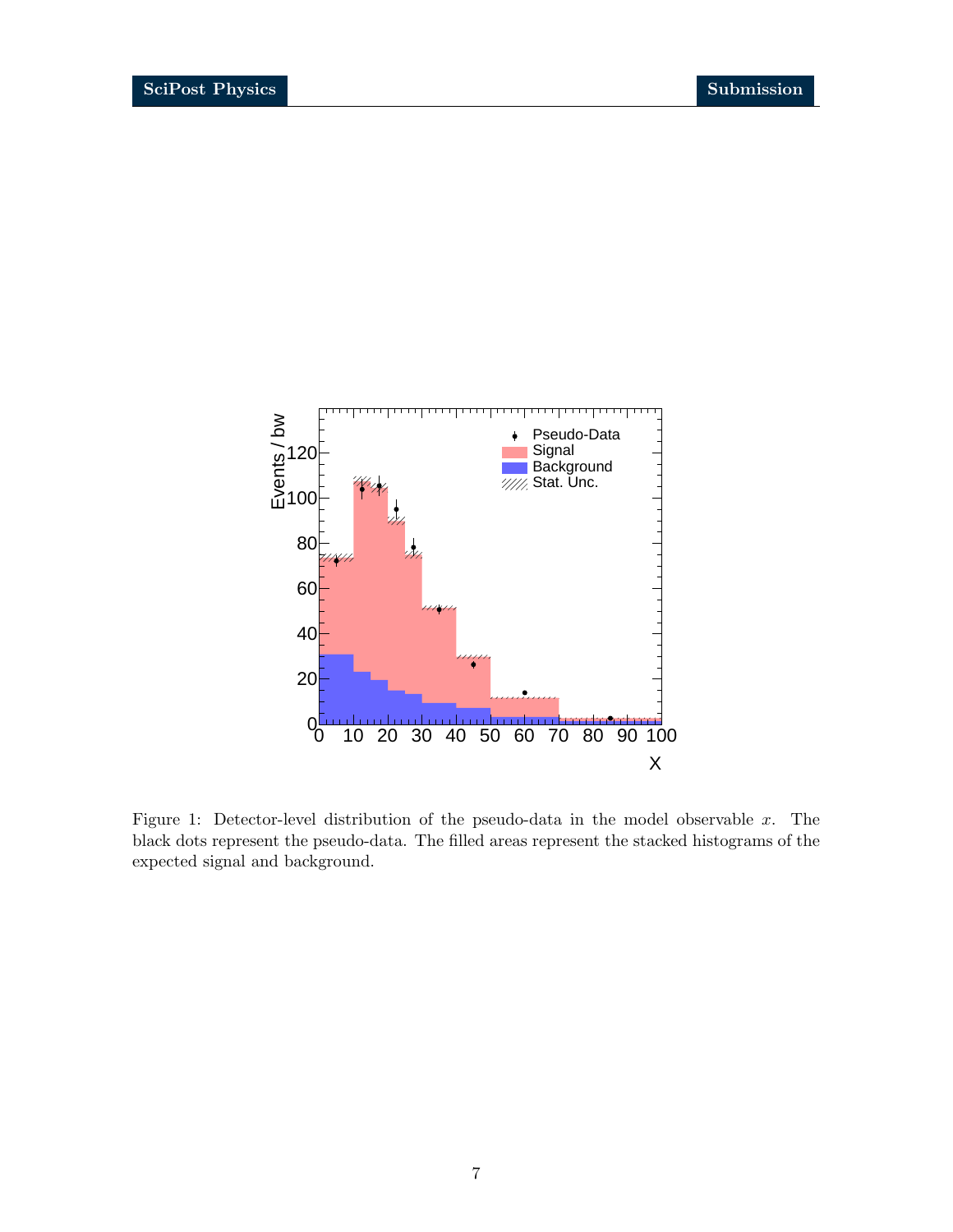Figure 1: Detector-level distribution of the pseudo-data in the model observable $x$. The black dots represent the pseudo-data. The filled areas represent the stacked histograms of the expected signal and background.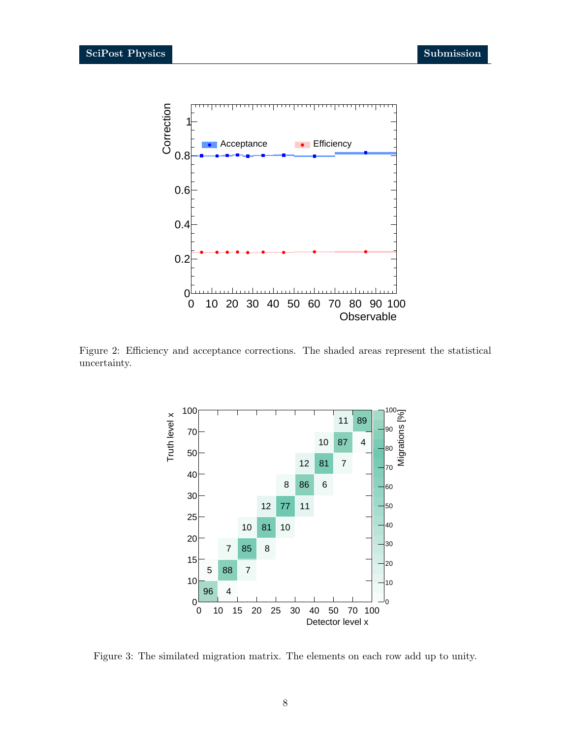Figure 2: Efficiency and acceptance corrections. The shaded areas represent the statistical uncertainty.

Figure 3: The similated migration matrix. The elements on each row add up to unity.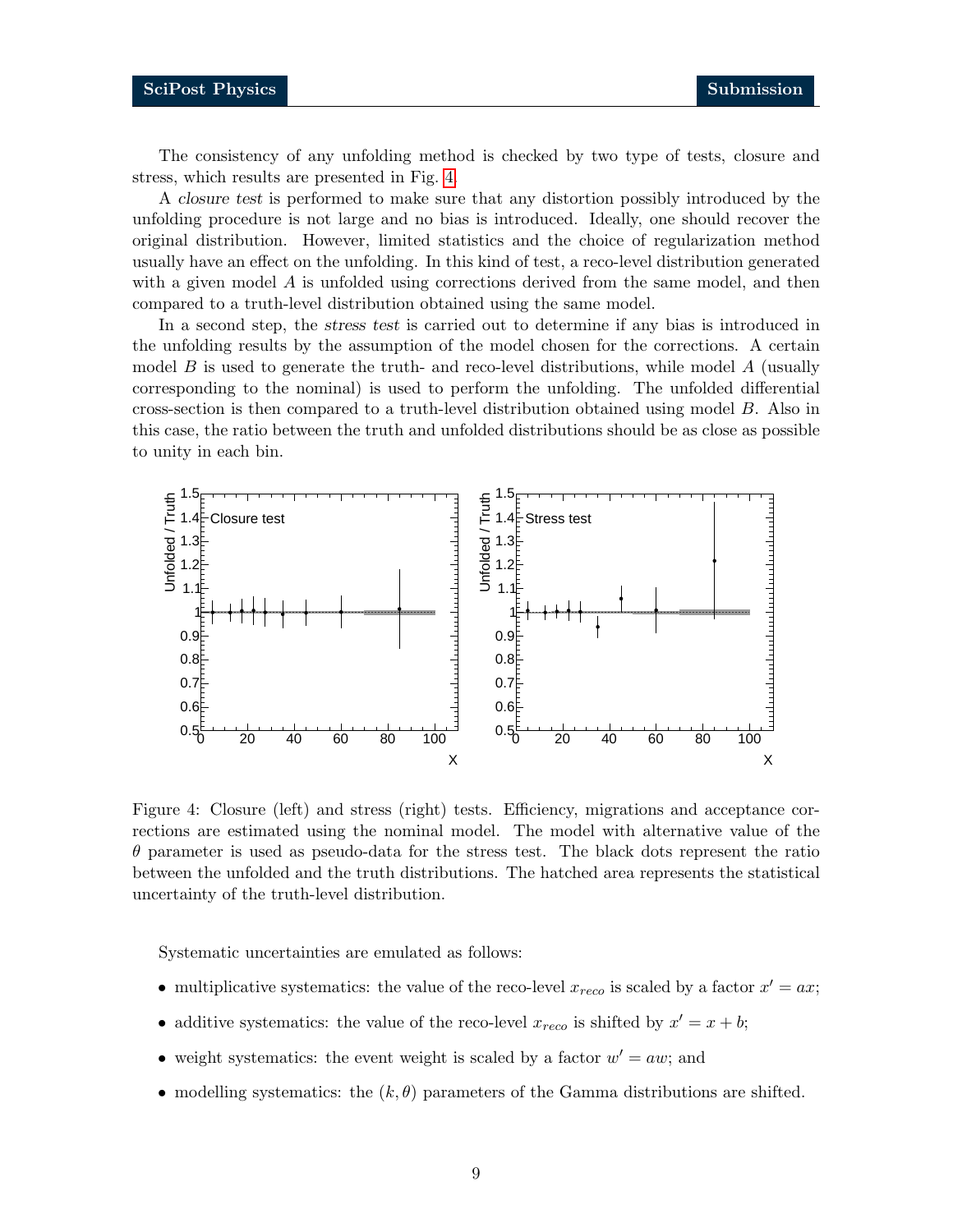The consistency of any unfolding method is checked by two type of tests, closure and stress, which results are presented in Fig. 4.

A *closure test* is performed to make sure that any distortion possibly introduced by the unfolding procedure is not large and no bias is introduced. Ideally, one should recover the original distribution. However, limited statistics and the choice of regularization method usually have an effect on the unfolding. In this kind of test, a reco-level distribution generated with a given model $A$ is unfolded using corrections derived from the same model, and then compared to a truth-level distribution obtained using the same model.

In a second step, the *stress test* is carried out to determine if any bias is introduced in the unfolding results by the assumption of the model chosen for the corrections. A certain model $B$ is used to generate the truth- and reco-level distributions, while model $A$ (usually corresponding to the nominal) is used to perform the unfolding. The unfolded differential cross-section is then compared to a truth-level distribution obtained using model $B$. Also in this case, the ratio between the truth and unfolded distributions should be as close as possible to unity in each bin.

Figure 4: Closure (left) and stress (right) tests. Efficiency, migrations and acceptance corrections are estimated using the nominal model. The model with alternative value of the $\theta$ parameter is used as pseudo-data for the stress test. The black dots represent the ratio between the unfolded and the truth distributions. The hatched area represents the statistical uncertainty of the truth-level distribution.

Systematic uncertainties are emulated as follows:

- multiplicative systematics: the value of the reco-level $x_{reco}$ is scaled by a factor $x' = ax$;
- additive systematics: the value of the reco-level $x_{reco}$ is shifted by $x' = x + b$;
- weight systematics: the event weight is scaled by a factor $w' = aw$; and
- modelling systematics: the $(k, \theta)$ parameters of the Gamma distributions are shifted.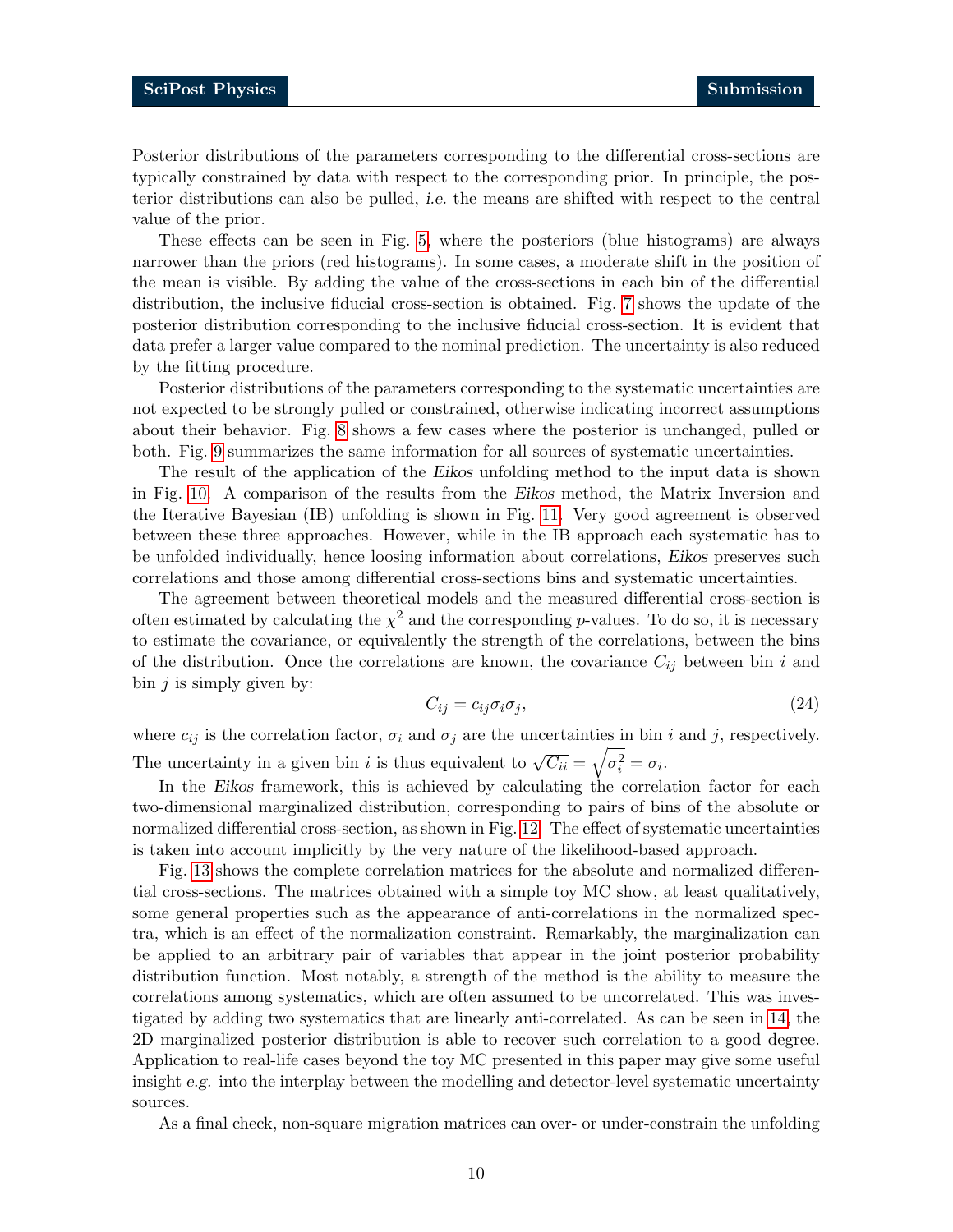Posterior distributions of the parameters corresponding to the differential cross-sections are typically constrained by data with respect to the corresponding prior. In principle, the posterior distributions can also be pulled, *i.e.* the means are shifted with respect to the central value of the prior.

These effects can be seen in Fig. 5, where the posteriors (blue histograms) are always narrower than the priors (red histograms). In some cases, a moderate shift in the position of the mean is visible. By adding the value of the cross-sections in each bin of the differential distribution, the inclusive fiducial cross-section is obtained. Fig. 7 shows the update of the posterior distribution corresponding to the inclusive fiducial cross-section. It is evident that data prefer a larger value compared to the nominal prediction. The uncertainty is also reduced by the fitting procedure.

Posterior distributions of the parameters corresponding to the systematic uncertainties are not expected to be strongly pulled or constrained, otherwise indicating incorrect assumptions about their behavior. Fig. 8 shows a few cases where the posterior is unchanged, pulled or both. Fig. 9 summarizes the same information for all sources of systematic uncertainties.

The result of the application of the *Eikos* unfolding method to the input data is shown in Fig. 10. A comparison of the results from the *Eikos* method, the Matrix Inversion and the Iterative Bayesian (IB) unfolding is shown in Fig. 11. Very good agreement is observed between these three approaches. However, while in the IB approach each systematic has to be unfolded individually, hence loosing information about correlations, *Eikos* preserves such correlations and those among differential cross-sections bins and systematic uncertainties.

The agreement between theoretical models and the measured differential cross-section is often estimated by calculating the $\chi^2$ and the corresponding $p$-values. To do so, it is necessary to estimate the covariance, or equivalently the strength of the correlations, between the bins of the distribution. Once the correlations are known, the covariance $C_{ij}$ between bin $i$ and bin $j$ is simply given by:

$$C_{ij} = c_{ij}\sigma_i\sigma_j, \tag{24}$$

where $c_{ij}$ is the correlation factor, $\sigma_i$ and $\sigma_j$ are the uncertainties in bin $i$ and $j$, respectively. The uncertainty in a given bin $i$ is thus equivalent to $\sqrt{C_{ii}} = \sqrt{\sigma_i^2} = \sigma_i$.

In the *Eikos* framework, this is achieved by calculating the correlation factor for each two-dimensional marginalized distribution, corresponding to pairs of bins of the absolute or normalized differential cross-section, as shown in Fig. 12. The effect of systematic uncertainties is taken into account implicitly by the very nature of the likelihood-based approach.

Fig. 13 shows the complete correlation matrices for the absolute and normalized differential cross-sections. The matrices obtained with a simple toy MC show, at least qualitatively, some general properties such as the appearance of anti-correlations in the normalized spectra, which is an effect of the normalization constraint. Remarkably, the marginalization can be applied to an arbitrary pair of variables that appear in the joint posterior probability distribution function. Most notably, a strength of the method is the ability to measure the correlations among systematics, which are often assumed to be uncorrelated. This was investigated by adding two systematics that are linearly anti-correlated. As can be seen in 14, the 2D marginalized posterior distribution is able to recover such correlation to a good degree. Application to real-life cases beyond the toy MC presented in this paper may give some useful insight *e.g.* into the interplay between the modelling and detector-level systematic uncertainty sources.

As a final check, non-square migration matrices can over- or under-constrain the unfolding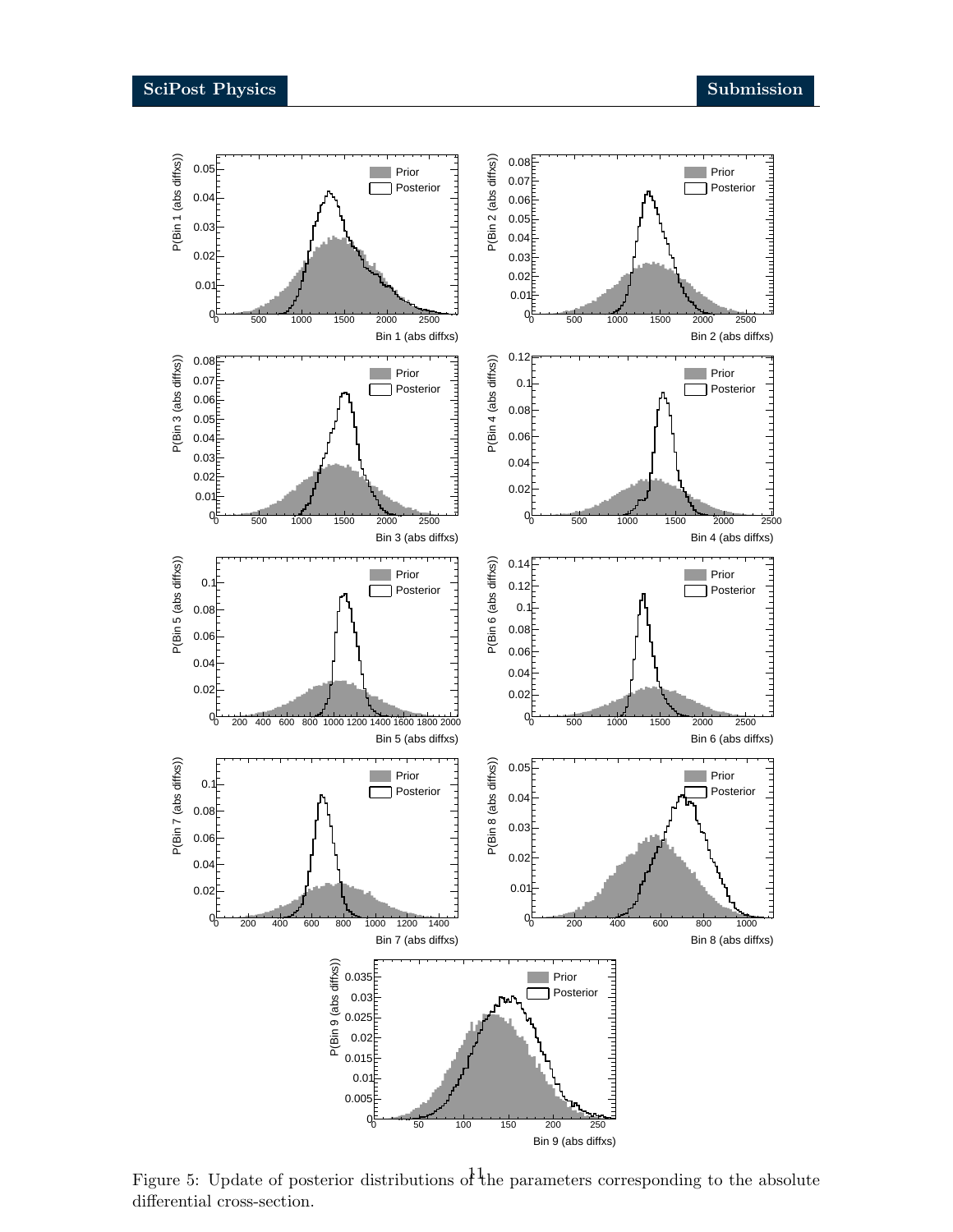Figure 5: Update of posterior distributions of the parameters corresponding to the absolute differential cross-section.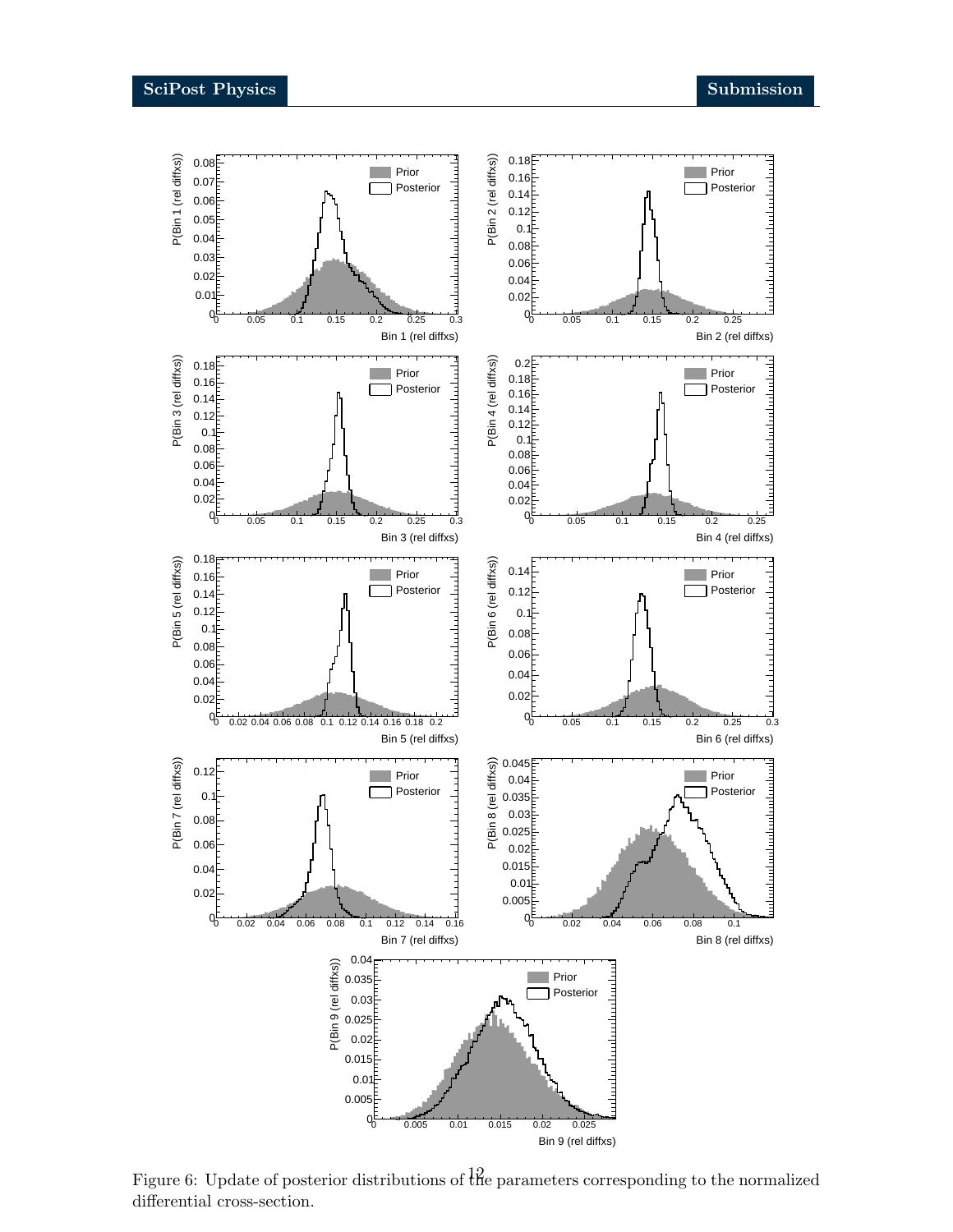Figure 6: Update of posterior distributions of the parameters corresponding to the normalized differential cross-section.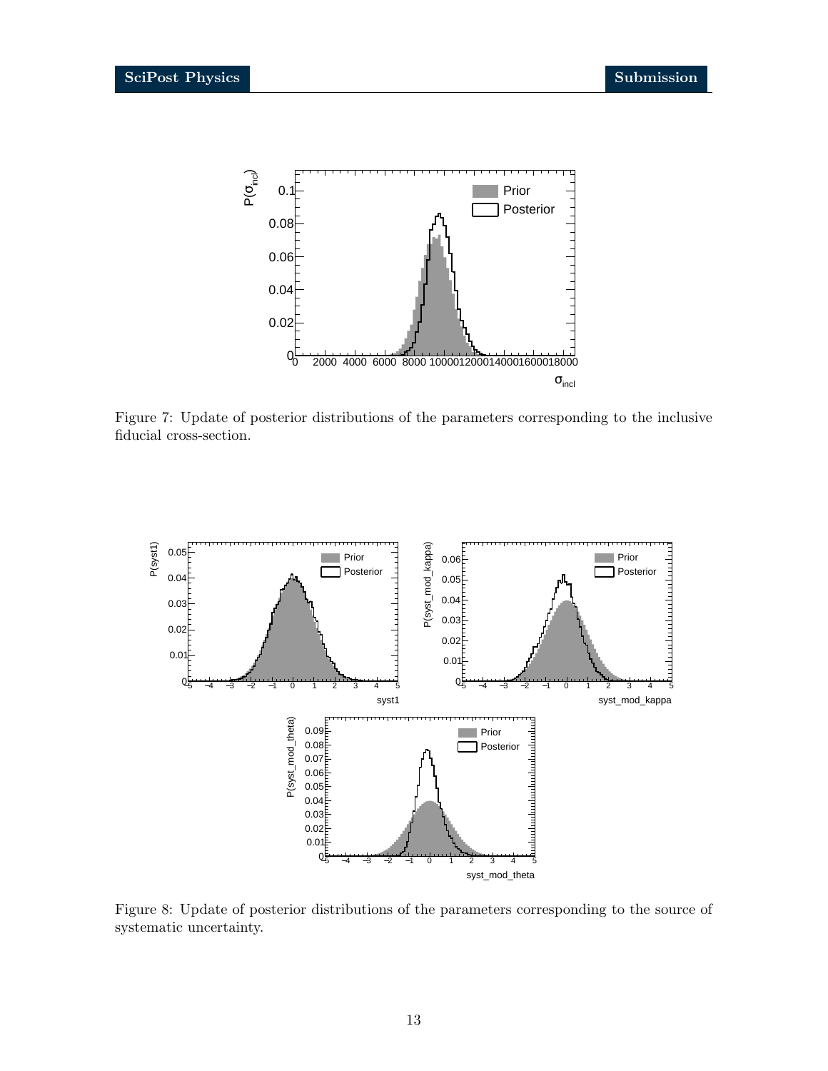Figure 7: Update of posterior distributions of the parameters corresponding to the inclusive fiducial cross-section.

Figure 8: Update of posterior distributions of the parameters corresponding to the source of systematic uncertainty.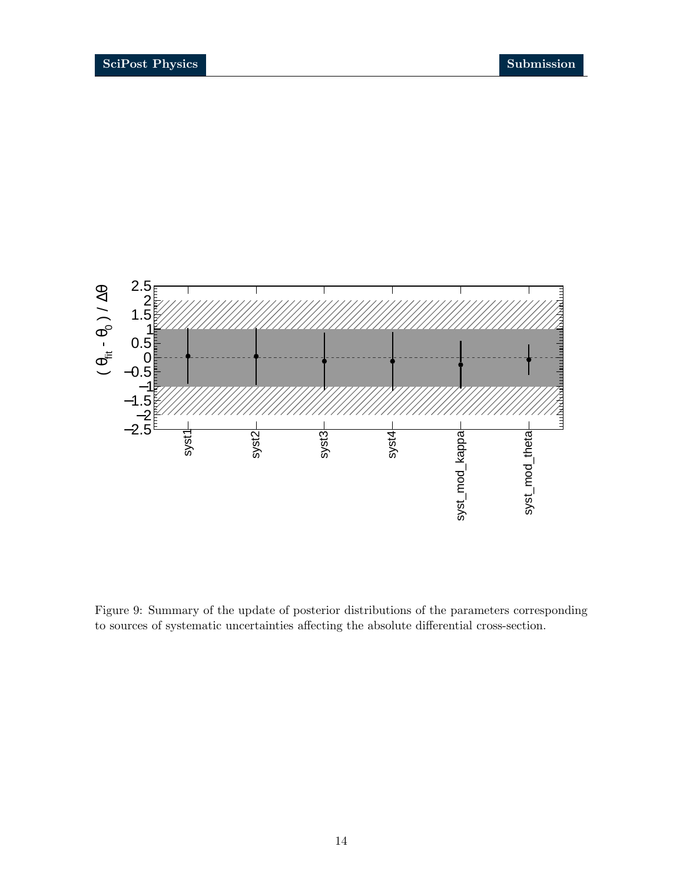Figure 9: Summary of the update of posterior distributions of the parameters corresponding to sources of systematic uncertainties affecting the absolute differential cross-section.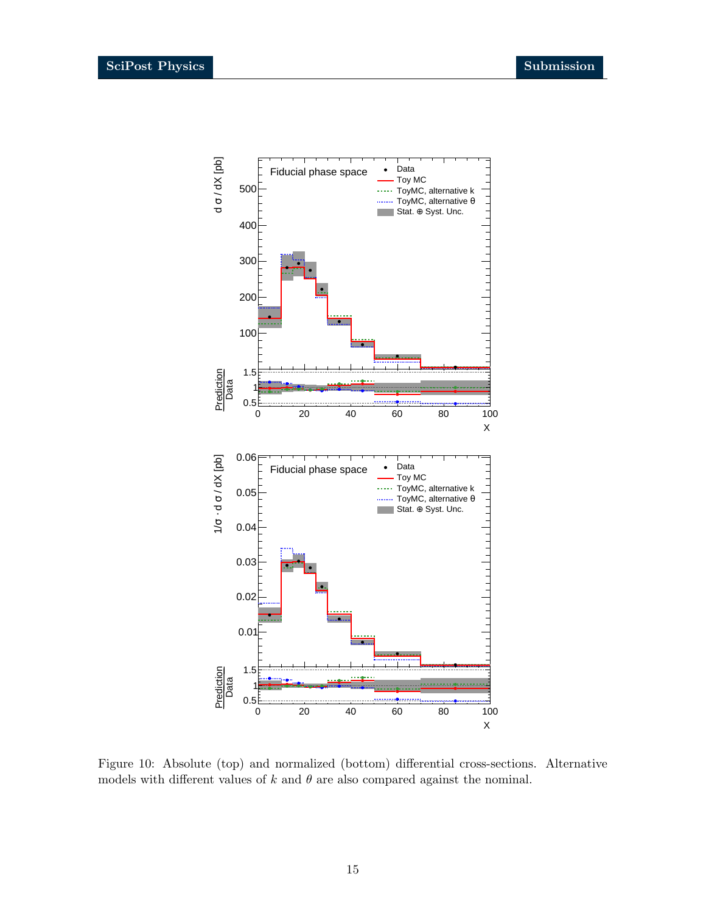Figure 10: Absolute (top) and normalized (bottom) differential cross-sections. Alternative models with different values of $k$ and $\theta$ are also compared against the nominal.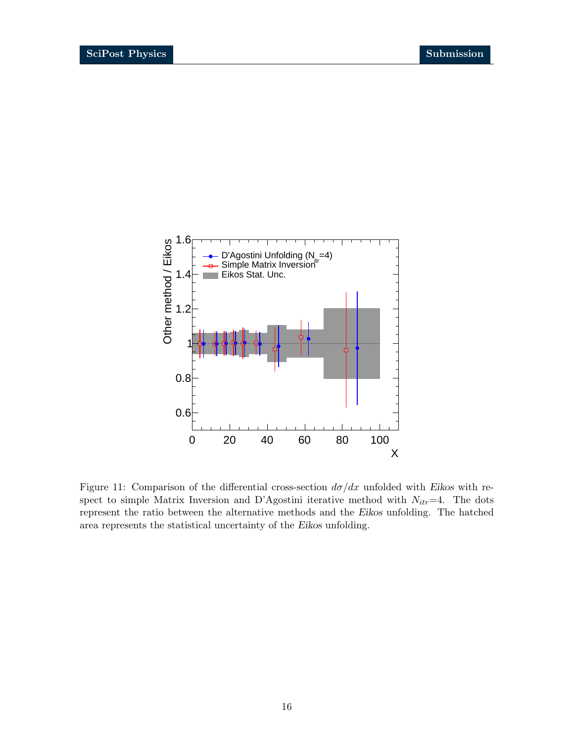Figure 11: Comparison of the differential cross-section $d\sigma/dx$ unfolded with *Eikos* with respect to simple Matrix Inversion and D'Agostini iterative method with $N_{itr}$=4. The dots represent the ratio between the alternative methods and the *Eikos* unfolding. The hatched area represents the statistical uncertainty of the *Eikos* unfolding.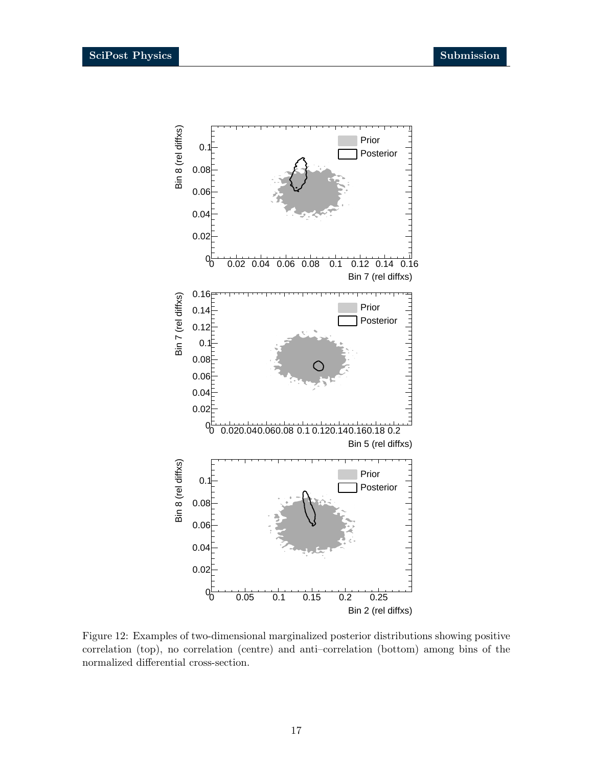Figure 12: Examples of two-dimensional marginalized posterior distributions showing positive correlation (top), no correlation (centre) and anti–correlation (bottom) among bins of the normalized differential cross-section.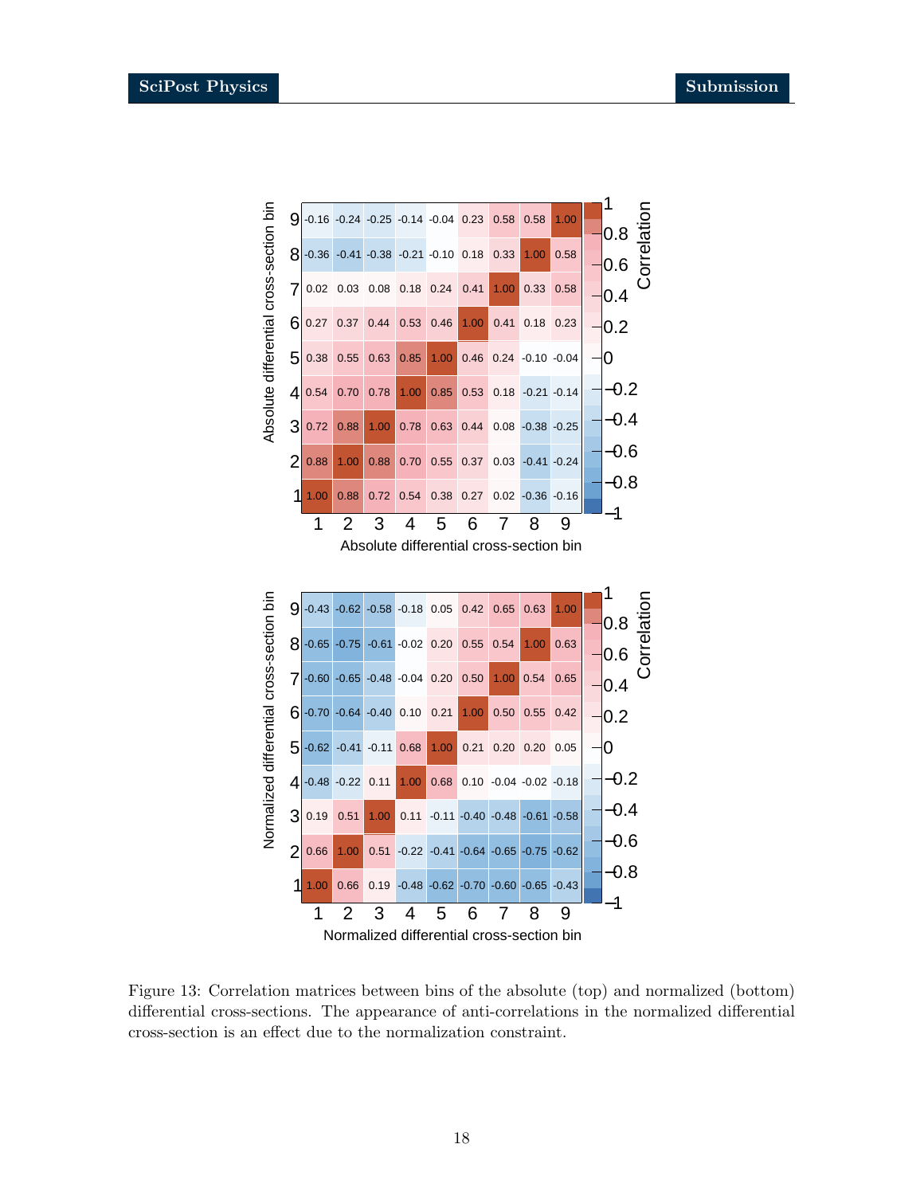| Absolute bin | 1 | 2 | 3 | 4 | 5 | 6 | 7 | 8 | 9 |
|---|---|---|---|---|---|---|---|---|---|
| 9 | -0.16 | -0.24 | -0.25 | -0.14 | -0.04 | 0.23 | 0.58 | 0.58 | 1.00 |
| 8 | -0.36 | -0.41 | -0.38 | -0.21 | -0.10 | 0.18 | 0.33 | 1.00 | 0.58 |
| 7 | 0.02 | 0.03 | 0.08 | 0.18 | 0.24 | 0.41 | 1.00 | 0.33 | 0.58 |
| 6 | 0.27 | 0.37 | 0.44 | 0.53 | 0.46 | 1.00 | 0.41 | 0.18 | 0.23 |
| 5 | 0.38 | 0.55 | 0.63 | 0.85 | 1.00 | 0.46 | 0.24 | -0.10 | -0.04 |
| 4 | 0.54 | 0.70 | 0.78 | 1.00 | 0.85 | 0.53 | 0.18 | -0.21 | -0.14 |
| 3 | 0.72 | 0.88 | 1.00 | 0.78 | 0.63 | 0.44 | 0.08 | -0.38 | -0.25 |
| 2 | 0.88 | 1.00 | 0.88 | 0.70 | 0.55 | 0.37 | 0.03 | -0.41 | -0.24 |
| 1 | 1.00 | 0.88 | 0.72 | 0.54 | 0.38 | 0.27 | 0.02 | -0.36 | -0.16 |

| Normalized bin | 1 | 2 | 3 | 4 | 5 | 6 | 7 | 8 | 9 |
|---|---|---|---|---|---|---|---|---|---|
| 9 | -0.43 | -0.62 | -0.58 | -0.18 | 0.05 | 0.42 | 0.65 | 0.63 | 1.00 |
| 8 | -0.65 | -0.75 | -0.61 | -0.02 | 0.20 | 0.55 | 0.54 | 1.00 | 0.63 |
| 7 | -0.60 | -0.65 | -0.48 | -0.04 | 0.20 | 0.50 | 1.00 | 0.54 | 0.65 |
| 6 | -0.70 | -0.64 | -0.40 | 0.10 | 0.21 | 1.00 | 0.50 | 0.55 | 0.42 |
| 5 | -0.62 | -0.41 | -0.11 | 0.68 | 1.00 | 0.21 | 0.20 | 0.20 | 0.05 |
| 4 | -0.48 | -0.22 | 0.11 | 1.00 | 0.68 | 0.10 | -0.04 | -0.02 | -0.18 |
| 3 | 0.19 | 0.51 | 1.00 | 0.11 | -0.11 | -0.40 | -0.48 | -0.61 | -0.58 |
| 2 | 0.66 | 1.00 | 0.51 | -0.22 | -0.41 | -0.64 | -0.65 | -0.75 | -0.62 |
| 1 | 1.00 | 0.66 | 0.19 | -0.48 | -0.62 | -0.70 | -0.60 | -0.65 | -0.43 |

Figure 13: Correlation matrices between bins of the absolute (top) and normalized (bottom) differential cross-sections. The appearance of anti-correlations in the normalized differential cross-section is an effect due to the normalization constraint.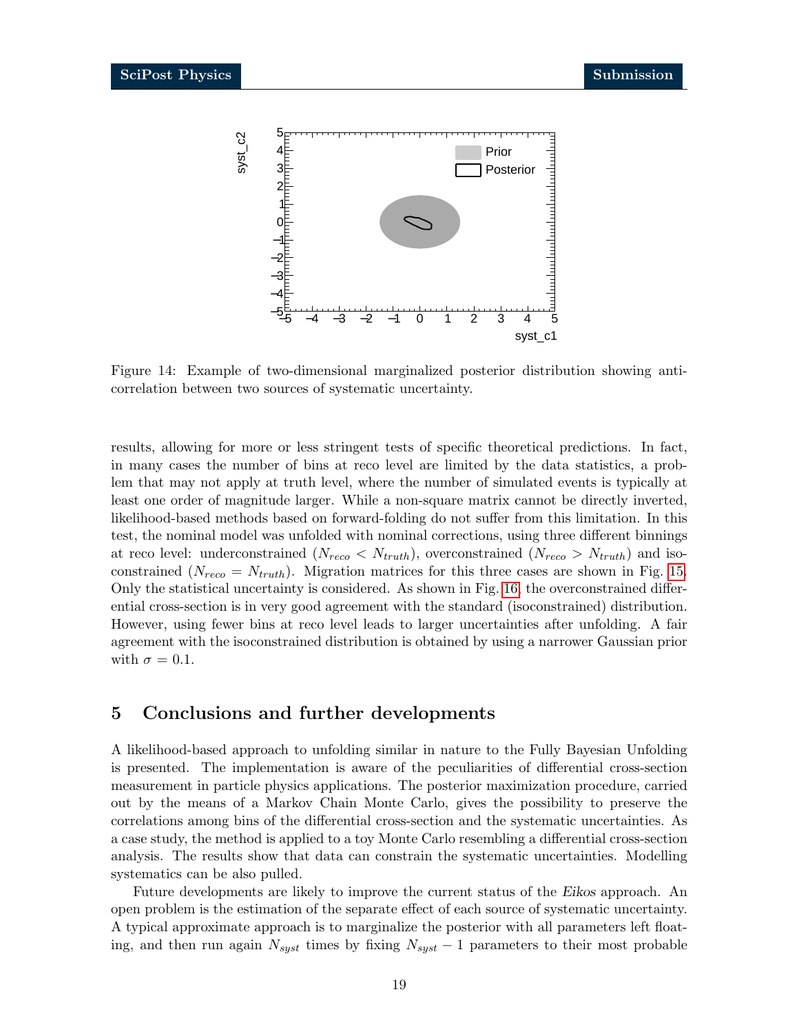Figure 14: Example of two-dimensional marginalized posterior distribution showing anti-correlation between two sources of systematic uncertainty.

results, allowing for more or less stringent tests of specific theoretical predictions. In fact, in many cases the number of bins at reco level are limited by the data statistics, a problem that may not apply at truth level, where the number of simulated events is typically at least one order of magnitude larger. While a non-square matrix cannot be directly inverted, likelihood-based methods based on forward-folding do not suffer from this limitation. In this test, the nominal model was unfolded with nominal corrections, using three different binnings at reco level: underconstrained ($N_{reco} < N_{truth}$), overconstrained ($N_{reco} > N_{truth}$) and isoconstrained ($N_{reco} = N_{truth}$). Migration matrices for this three cases are shown in Fig. 15. Only the statistical uncertainty is considered. As shown in Fig. 16, the overconstrained differential cross-section is in very good agreement with the standard (isoconstrained) distribution. However, using fewer bins at reco level leads to larger uncertainties after unfolding. A fair agreement with the isoconstrained distribution is obtained by using a narrower Gaussian prior with $\sigma = 0.1$.

## 5 Conclusions and further developments

A likelihood-based approach to unfolding similar in nature to the Fully Bayesian Unfolding is presented. The implementation is aware of the peculiarities of differential cross-section measurement in particle physics applications. The posterior maximization procedure, carried out by the means of a Markov Chain Monte Carlo, gives the possibility to preserve the correlations among bins of the differential cross-section and the systematic uncertainties. As a case study, the method is applied to a toy Monte Carlo resembling a differential cross-section analysis. The results show that data can constrain the systematic uncertainties. Modelling systematics can be also pulled.

Future developments are likely to improve the current status of the *Eikos* approach. An open problem is the estimation of the separate effect of each source of systematic uncertainty. A typical approximate approach is to marginalize the posterior with all parameters left floating, and then run again $N_{syst}$ times by fixing $N_{syst} - 1$ parameters to their most probable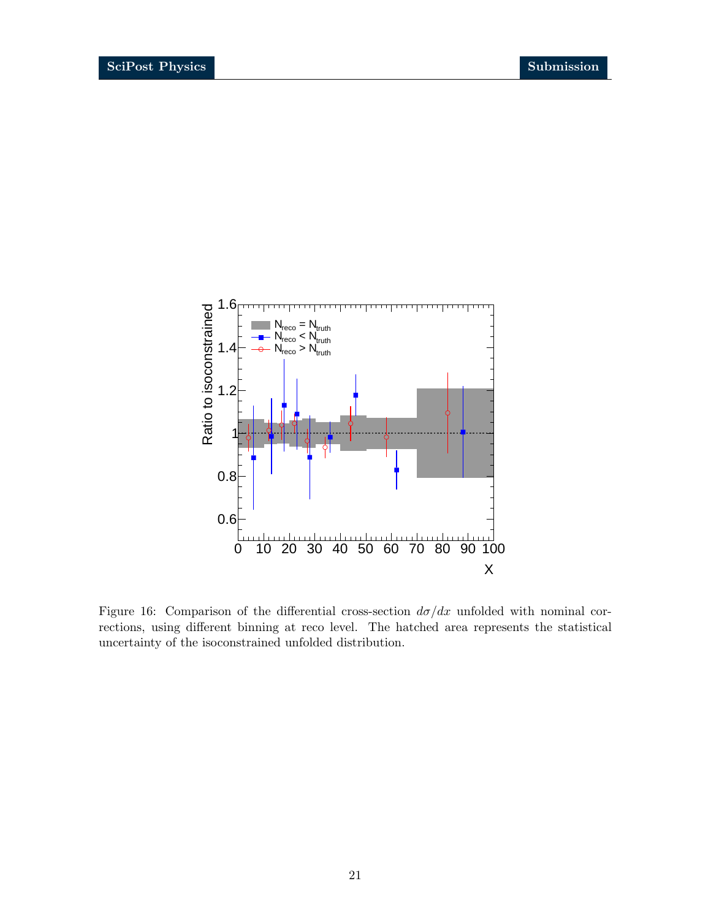Figure 16: Comparison of the differential cross-section $d\sigma/dx$ unfolded with nominal corrections, using different binning at reco level. The hatched area represents the statistical uncertainty of the isoconstrained unfolded distribution.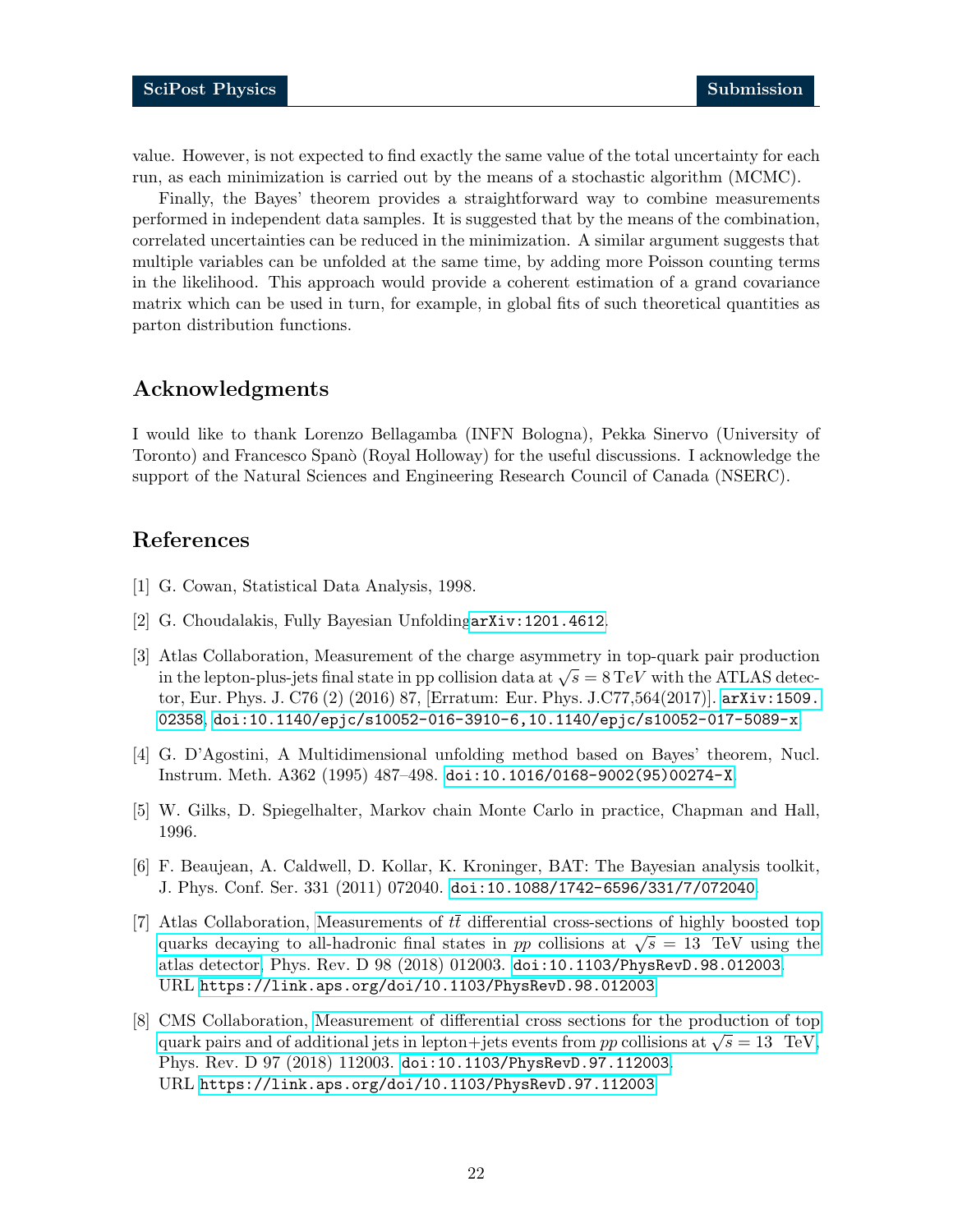value. However, is not expected to find exactly the same value of the total uncertainty for each run, as each minimization is carried out by the means of a stochastic algorithm (MCMC).

Finally, the Bayes' theorem provides a straightforward way to combine measurements performed in independent data samples. It is suggested that by the means of the combination, correlated uncertainties can be reduced in the minimization. A similar argument suggests that multiple variables can be unfolded at the same time, by adding more Poisson counting terms in the likelihood. This approach would provide a coherent estimation of a grand covariance matrix which can be used in turn, for example, in global fits of such theoretical quantities as parton distribution functions.

## Acknowledgments

I would like to thank Lorenzo Bellagamba (INFN Bologna), Pekka Sinervo (University of Toronto) and Francesco Spanò (Royal Holloway) for the useful discussions. I acknowledge the support of the Natural Sciences and Engineering Research Council of Canada (NSERC).

## References

[1] G. Cowan, Statistical Data Analysis, 1998.

[2] G. Choudalakis, Fully Bayesian Unfolding`arXiv:1201.4612`.

[3] Atlas Collaboration, Measurement of the charge asymmetry in top-quark pair production in the lepton-plus-jets final state in pp collision data at $\sqrt{s} = 8\,TeV$ with the ATLAS detector, Eur. Phys. J. C76 (2) (2016) 87, [Erratum: Eur. Phys. J.C77,564(2017)]. `arXiv:1509.02358`, `doi:10.1140/epjc/s10052-016-3910-6,10.1140/epjc/s10052-017-5089-x`.

[4] G. D'Agostini, A Multidimensional unfolding method based on Bayes' theorem, Nucl. Instrum. Meth. A362 (1995) 487–498. `doi:10.1016/0168-9002(95)00274-X`.

[5] W. Gilks, D. Spiegelhalter, Markov chain Monte Carlo in practice, Chapman and Hall, 1996.

[6] F. Beaujean, A. Caldwell, D. Kollar, K. Kroninger, BAT: The Bayesian analysis toolkit, J. Phys. Conf. Ser. 331 (2011) 072040. `doi:10.1088/1742-6596/331/7/072040`.

[7] Atlas Collaboration, Measurements of $t\bar{t}$ differential cross-sections of highly boosted top quarks decaying to all-hadronic final states in $pp$ collisions at $\sqrt{s} = 13$ TeV using the atlas detector, Phys. Rev. D 98 (2018) 012003. `doi:10.1103/PhysRevD.98.012003`.
URL `https://link.aps.org/doi/10.1103/PhysRevD.98.012003`

[8] CMS Collaboration, Measurement of differential cross sections for the production of top quark pairs and of additional jets in lepton+jets events from $pp$ collisions at $\sqrt{s} = 13$ TeV, Phys. Rev. D 97 (2018) 112003. `doi:10.1103/PhysRevD.97.112003`.
URL `https://link.aps.org/doi/10.1103/PhysRevD.97.112003`